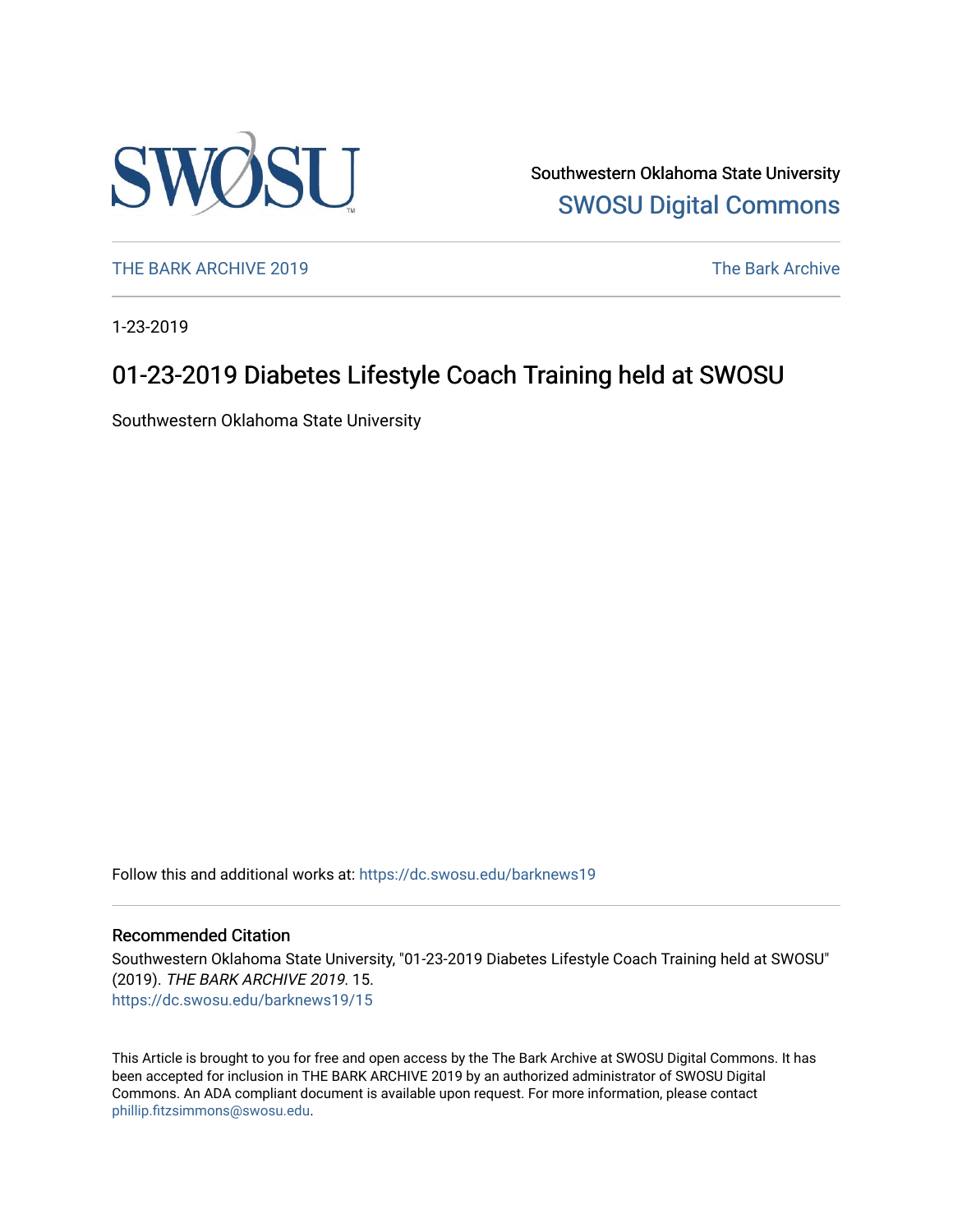Southwestern Oklahoma State University
SWOSU Digital Commons

THE BARK ARCHIVE 2019 | The Bark Archive

1-23-2019

# 01-23-2019 Diabetes Lifestyle Coach Training held at SWOSU

Southwestern Oklahoma State University

Follow this and additional works at: https://dc.swosu.edu/barknews19

## Recommended Citation

Southwestern Oklahoma State University, "01-23-2019 Diabetes Lifestyle Coach Training held at SWOSU" (2019). *THE BARK ARCHIVE 2019*. 15.
https://dc.swosu.edu/barknews19/15

This Article is brought to you for free and open access by the The Bark Archive at SWOSU Digital Commons. It has been accepted for inclusion in THE BARK ARCHIVE 2019 by an authorized administrator of SWOSU Digital Commons. An ADA compliant document is available upon request. For more information, please contact phillip.fitzsimmons@swosu.edu.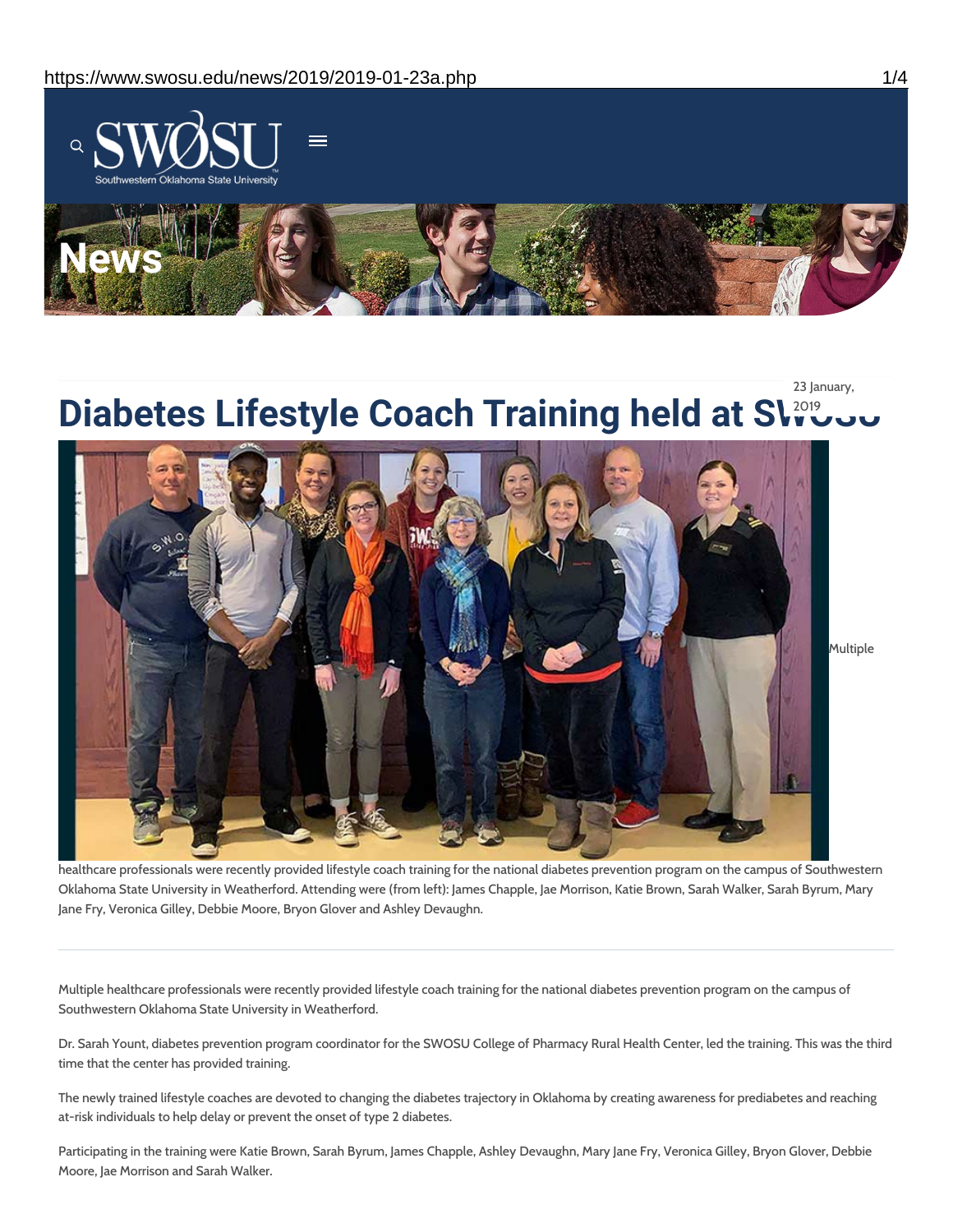# Diabetes Lifestyle Coach Training held at SWOSU

23 January, 2019

Multiple healthcare professionals were recently provided lifestyle coach training for the national diabetes prevention program on the campus of Southwestern Oklahoma State University in Weatherford. Attending were (from left): James Chapple, Jae Morrison, Katie Brown, Sarah Walker, Sarah Byrum, Mary Jane Fry, Veronica Gilley, Debbie Moore, Bryon Glover and Ashley Devaughn.

---

Multiple healthcare professionals were recently provided lifestyle coach training for the national diabetes prevention program on the campus of Southwestern Oklahoma State University in Weatherford.

Dr. Sarah Yount, diabetes prevention program coordinator for the SWOSU College of Pharmacy Rural Health Center, led the training. This was the third time that the center has provided training.

The newly trained lifestyle coaches are devoted to changing the diabetes trajectory in Oklahoma by creating awareness for prediabetes and reaching at-risk individuals to help delay or prevent the onset of type 2 diabetes.

Participating in the training were Katie Brown, Sarah Byrum, James Chapple, Ashley Devaughn, Mary Jane Fry, Veronica Gilley, Bryon Glover, Debbie Moore, Jae Morrison and Sarah Walker.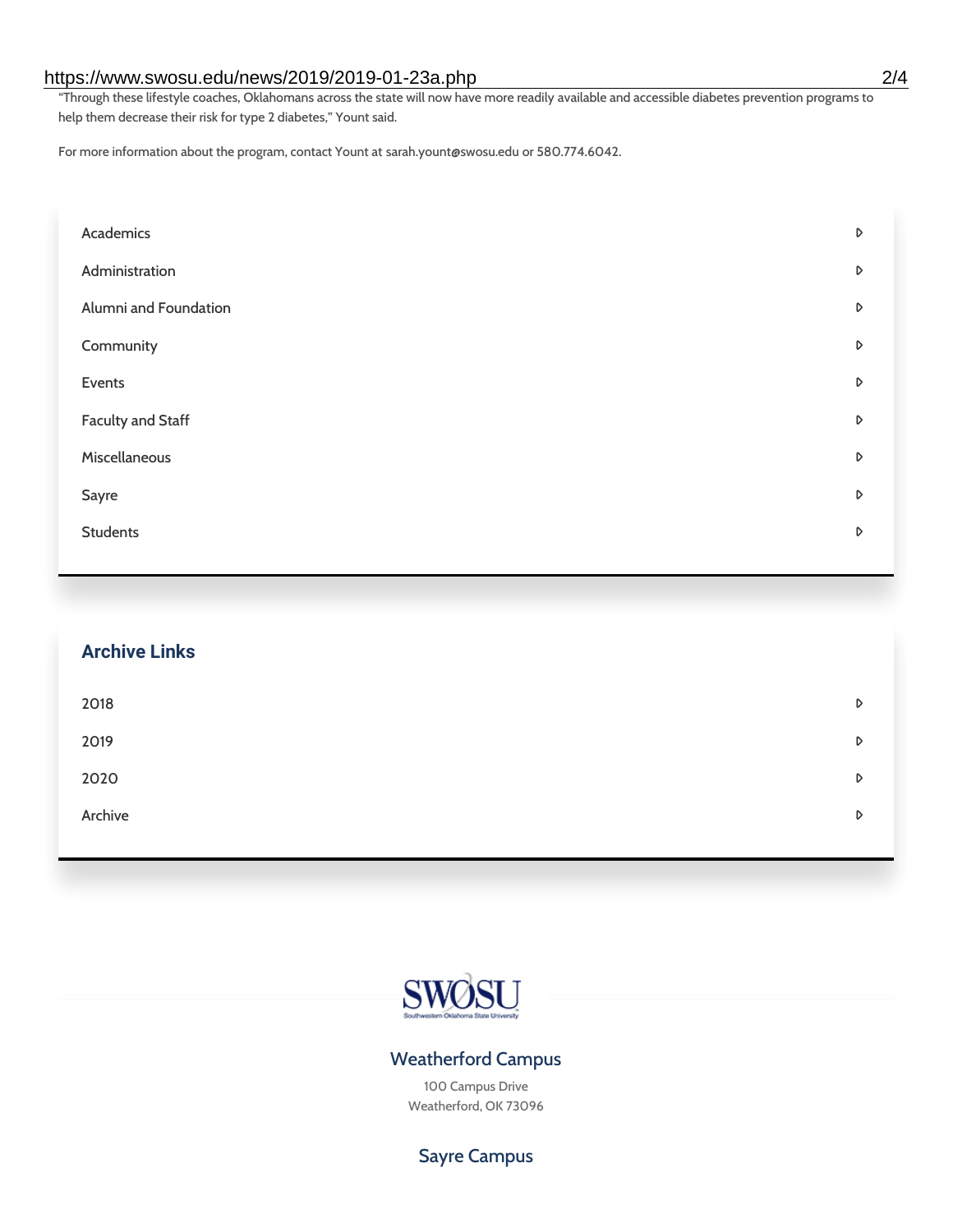"Through these lifestyle coaches, Oklahomans across the state will now have more readily available and accessible diabetes prevention programs to help them decrease their risk for type 2 diabetes," Yount said.

For more information about the program, contact Yount at sarah.yount@swosu.edu or 580.774.6042.

- Academics
- Administration
- Alumni and Foundation
- Community
- Events
- Faculty and Staff
- Miscellaneous
- Sayre
- Students

## Archive Links

- 2018
- 2019
- 2020
- Archive

SWOSU
Southwestern Oklahoma State University

### Weatherford Campus

100 Campus Drive
Weatherford, OK 73096

### Sayre Campus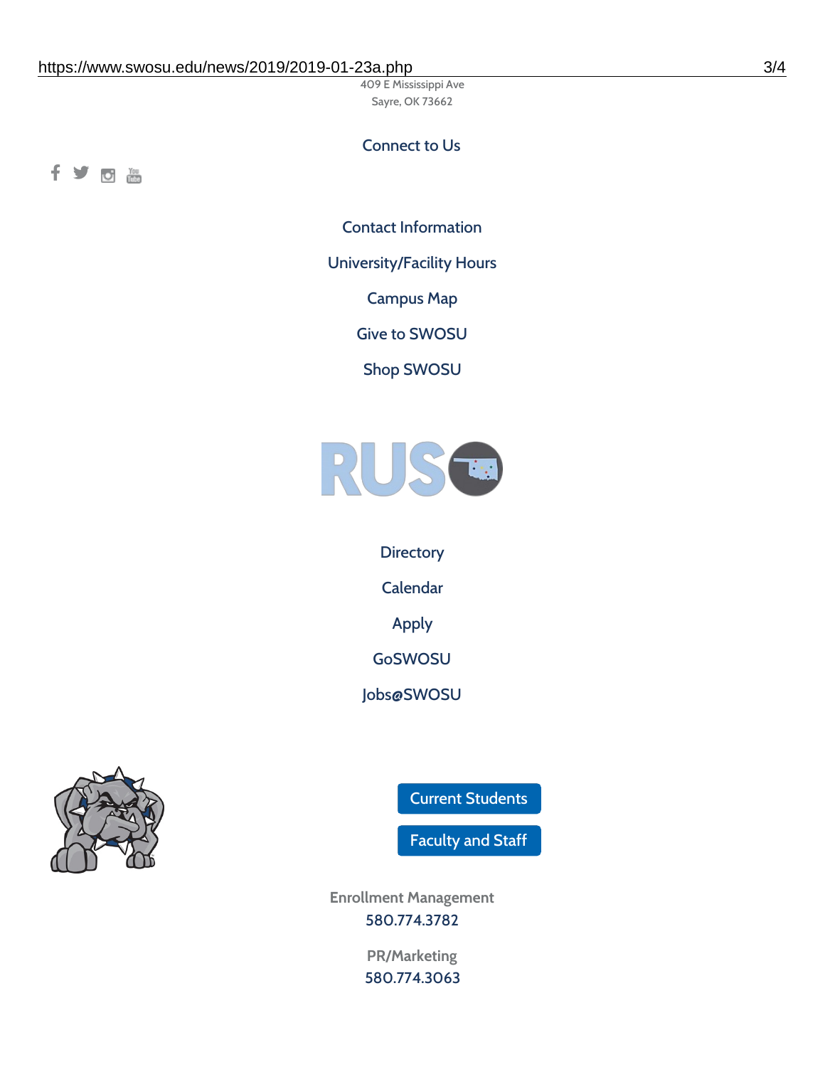409 E Mississippi Ave
Sayre, OK 73662

Connect to Us

Contact Information

University/Facility Hours

Campus Map

Give to SWOSU

Shop SWOSU

Directory

Calendar

Apply

GoSWOSU

Jobs@SWOSU

Current Students

Faculty and Staff

Enrollment Management
580.774.3782

PR/Marketing
580.774.3063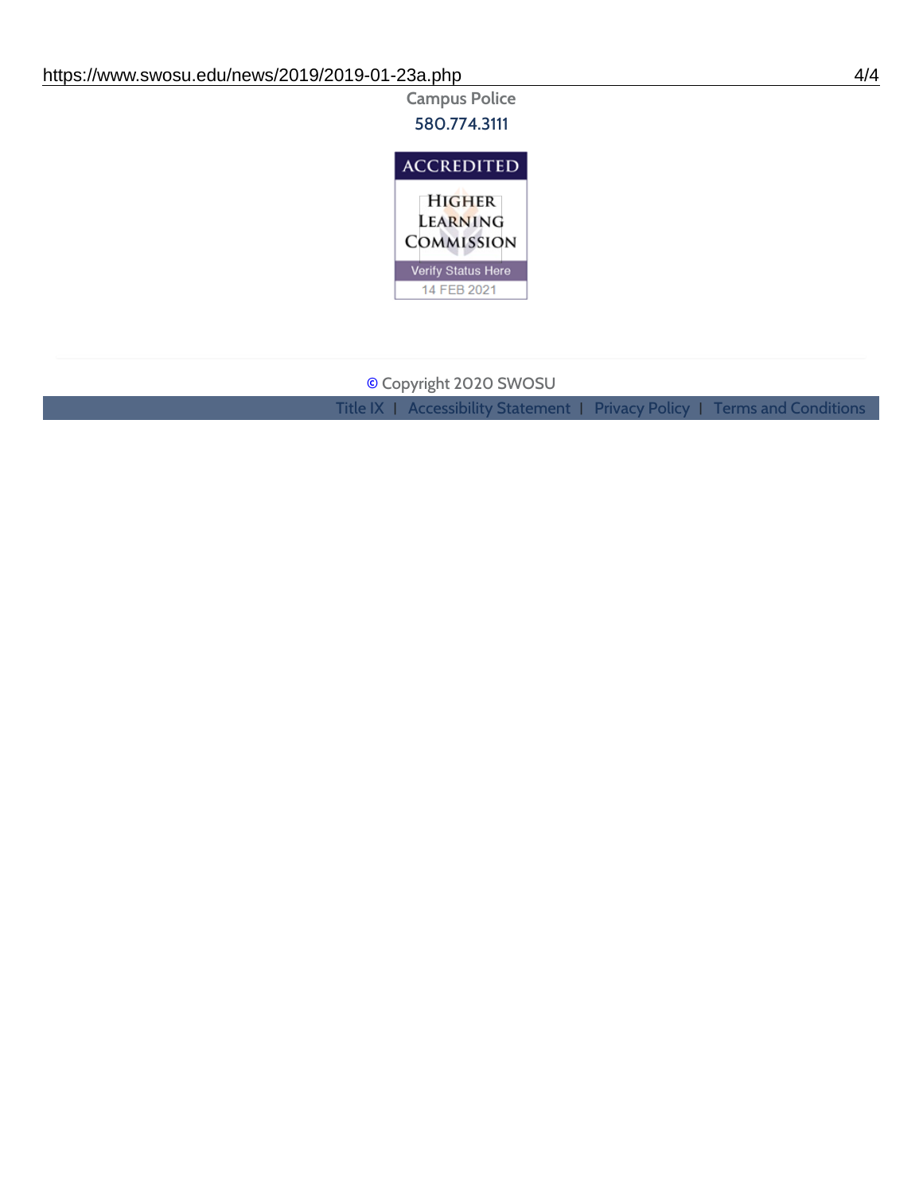**Campus Police**

580.774.3111

ACCREDITED

HIGHER LEARNING COMMISSION

Verify Status Here

14 FEB 2021

© Copyright 2020 SWOSU

Title IX | Accessibility Statement | Privacy Policy | Terms and Conditions